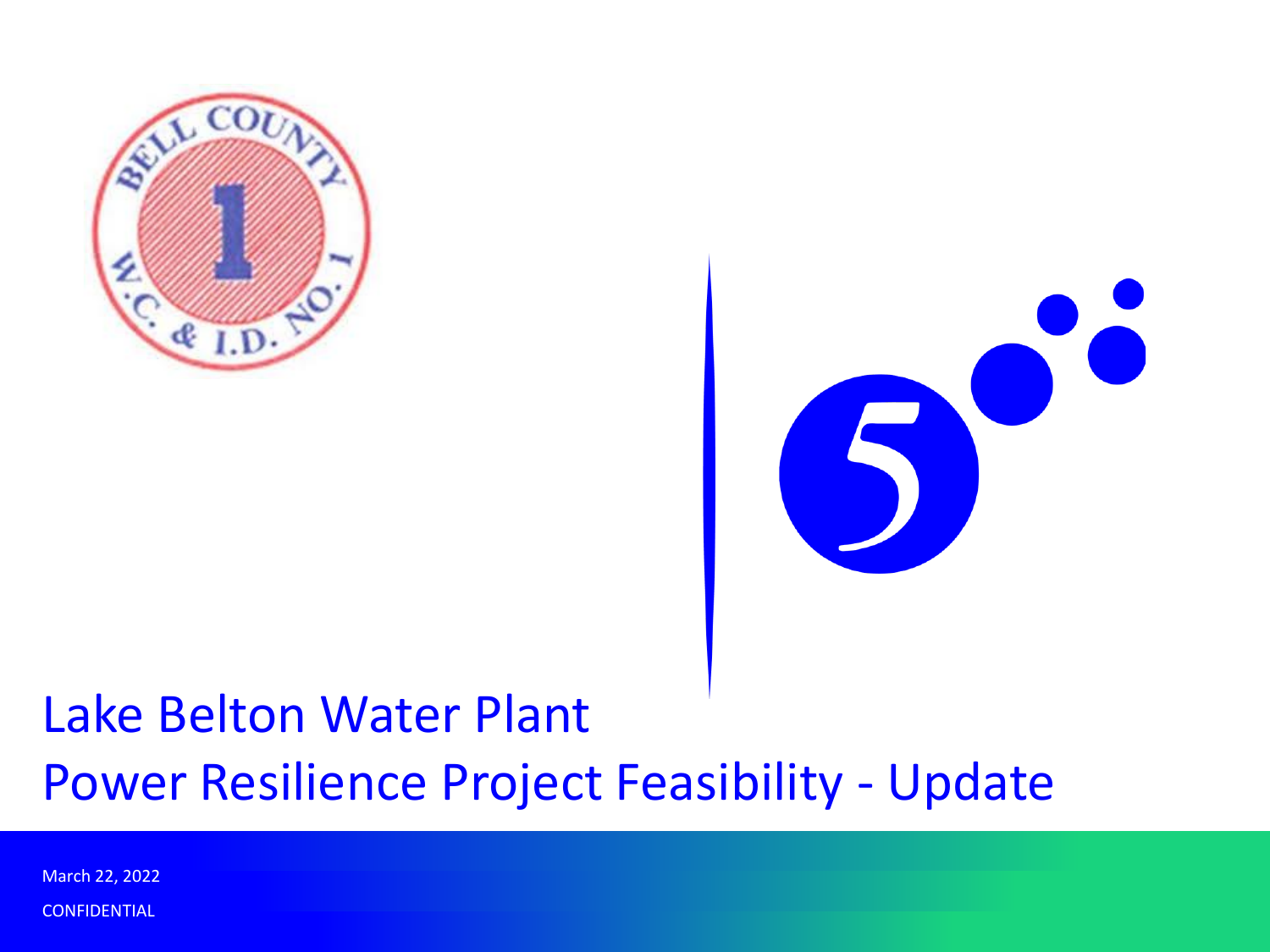# Lake Belton Water Plant

# Power Resilience Project Feasibility - Update

March 22, 2022

CONFIDENTIAL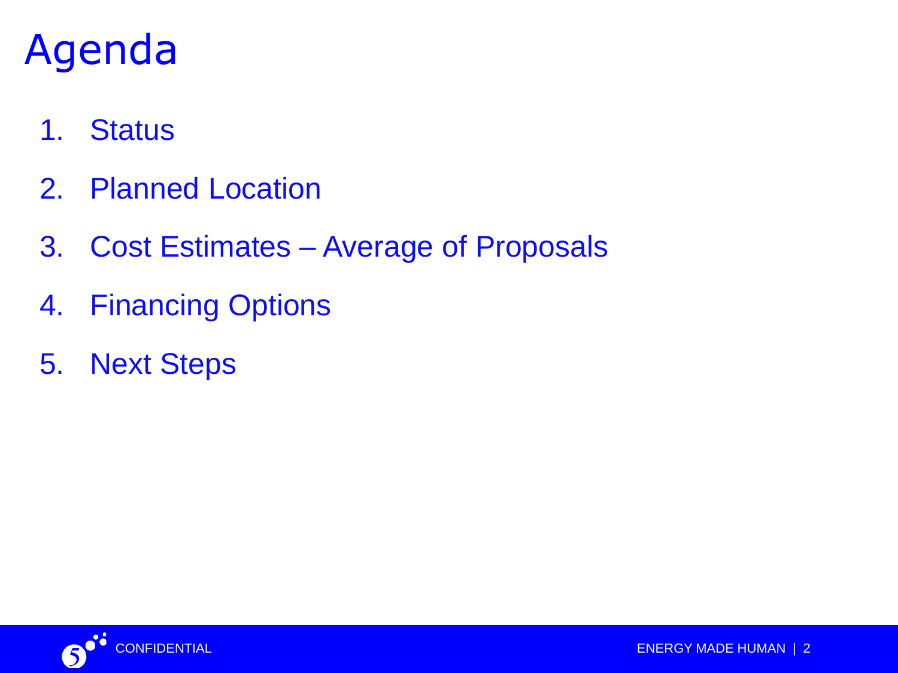# Agenda

1. Status
2. Planned Location
3. Cost Estimates – Average of Proposals
4. Financing Options
5. Next Steps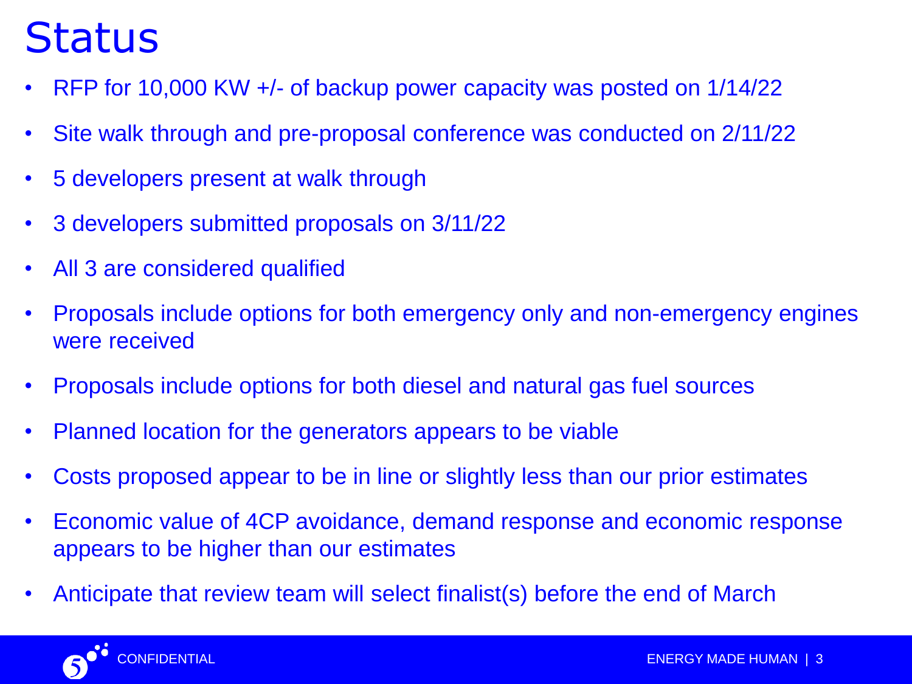# Status

- RFP for 10,000 KW +/- of backup power capacity was posted on 1/14/22
- Site walk through and pre-proposal conference was conducted on 2/11/22
- 5 developers present at walk through
- 3 developers submitted proposals on 3/11/22
- All 3 are considered qualified
- Proposals include options for both emergency only and non-emergency engines were received
- Proposals include options for both diesel and natural gas fuel sources
- Planned location for the generators appears to be viable
- Costs proposed appear to be in line or slightly less than our prior estimates
- Economic value of 4CP avoidance, demand response and economic response appears to be higher than our estimates
- Anticipate that review team will select finalist(s) before the end of March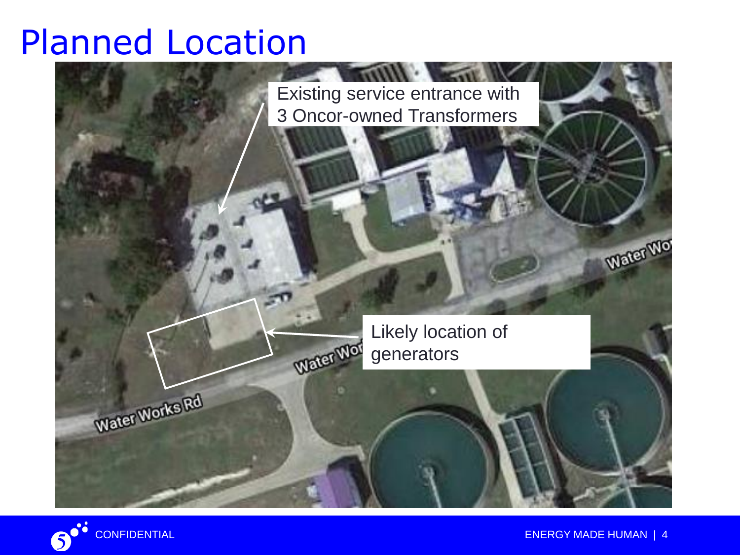# Planned Location

Existing service entrance with 3 Oncor-owned Transformers

Likely location of generators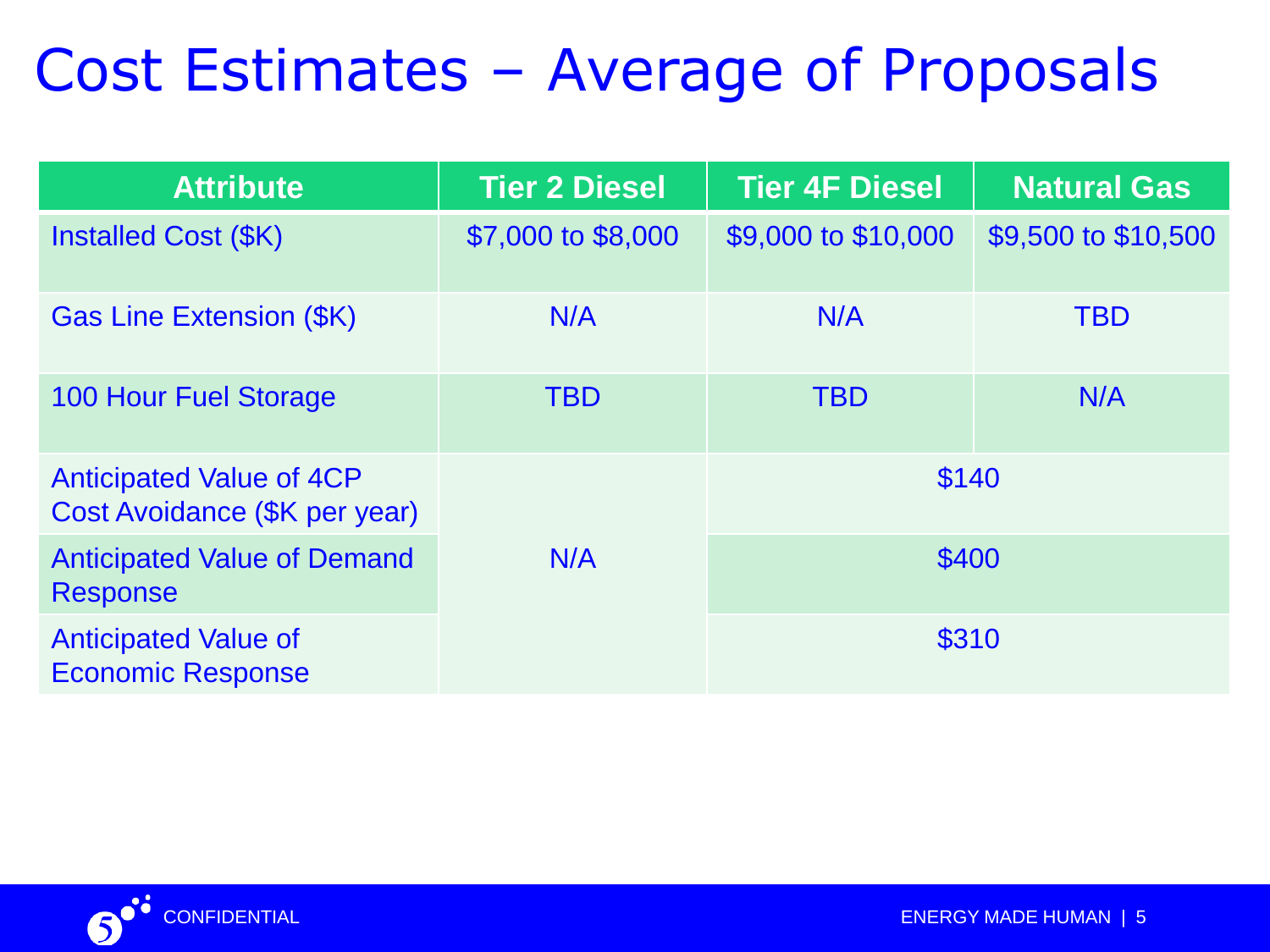# Cost Estimates – Average of Proposals

| Attribute | Tier 2 Diesel | Tier 4F Diesel | Natural Gas |
|---|---|---|---|
| Installed Cost ($K) | $7,000 to $8,000 | $9,000 to $10,000 | $9,500 to $10,500 |
| Gas Line Extension ($K) | N/A | N/A | TBD |
| 100 Hour Fuel Storage | TBD | TBD | N/A |
| Anticipated Value of 4CP Cost Avoidance ($K per year) | N/A | $140 | |
| Anticipated Value of Demand Response | | $400 | |
| Anticipated Value of Economic Response | | $310 | |

CONFIDENTIAL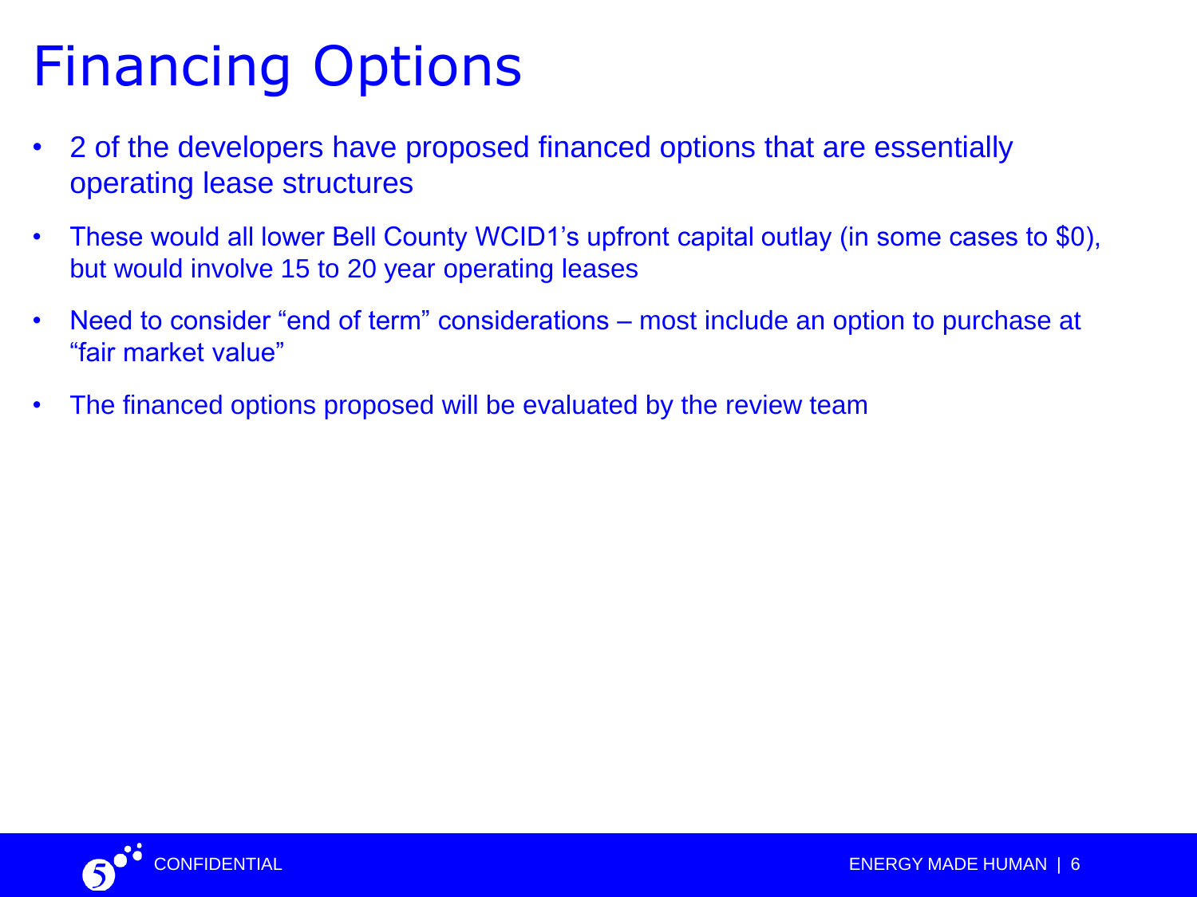# Financing Options

- 2 of the developers have proposed financed options that are essentially operating lease structures
- These would all lower Bell County WCID1's upfront capital outlay (in some cases to $0), but would involve 15 to 20 year operating leases
- Need to consider "end of term" considerations – most include an option to purchase at "fair market value"
- The financed options proposed will be evaluated by the review team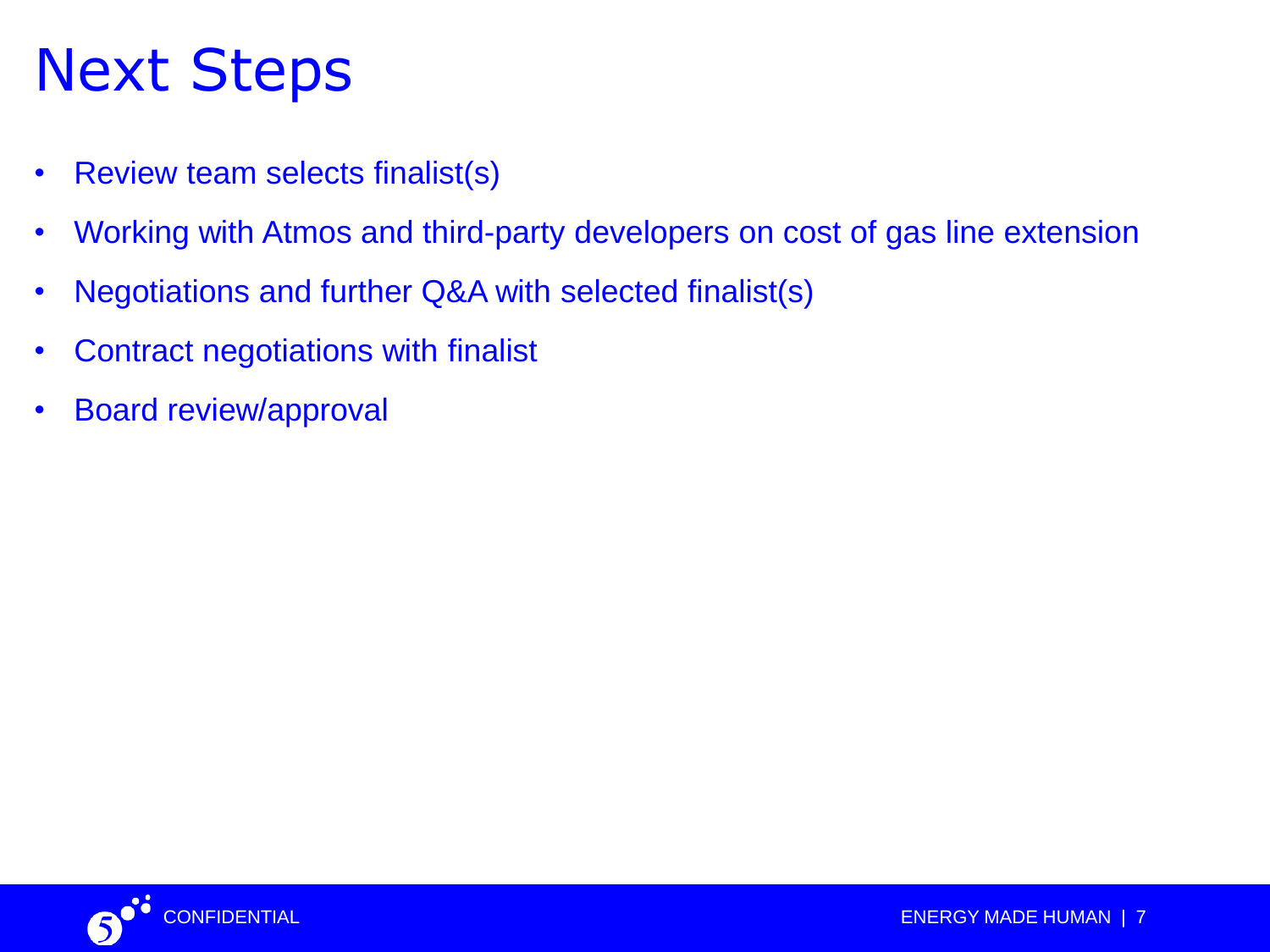# Next Steps

- Review team selects finalist(s)
- Working with Atmos and third-party developers on cost of gas line extension
- Negotiations and further Q&A with selected finalist(s)
- Contract negotiations with finalist
- Board review/approval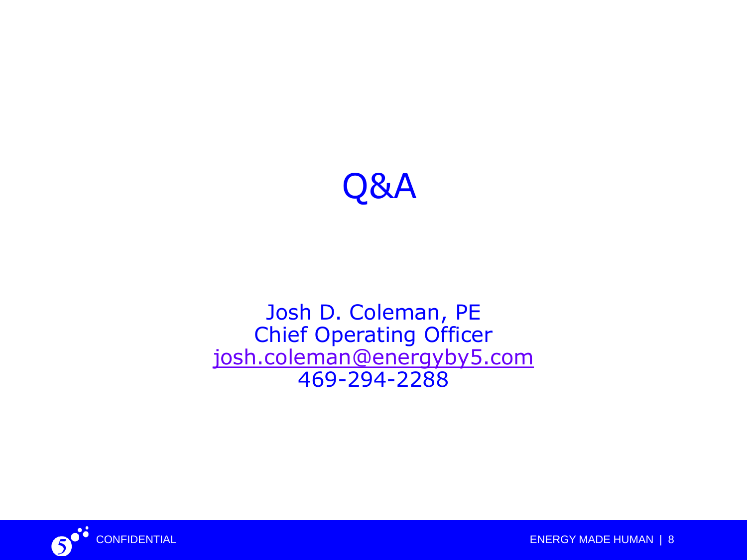# Q&A

Josh D. Coleman, PE
Chief Operating Officer
josh.coleman@energyby5.com
469-294-2288